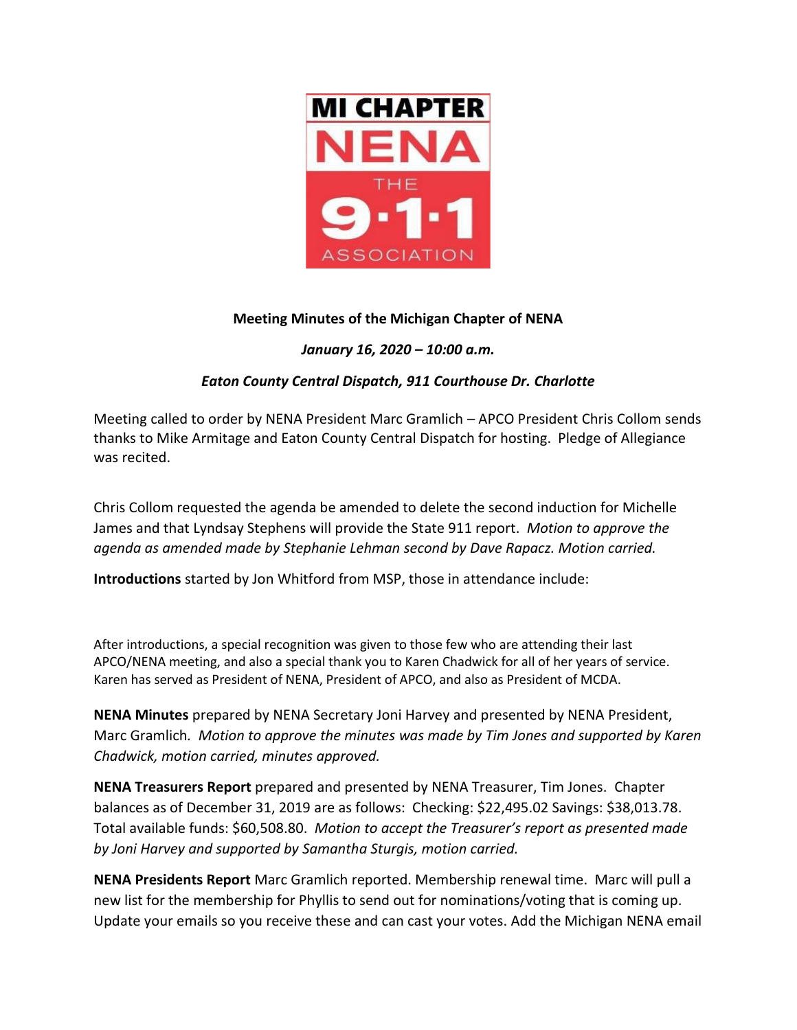**Meeting Minutes of the Michigan Chapter of NENA**

***January 16, 2020 – 10:00 a.m.***

***Eaton County Central Dispatch, 911 Courthouse Dr. Charlotte***

Meeting called to order by NENA President Marc Gramlich – APCO President Chris Collom sends thanks to Mike Armitage and Eaton County Central Dispatch for hosting. Pledge of Allegiance was recited.

Chris Collom requested the agenda be amended to delete the second induction for Michelle James and that Lyndsay Stephens will provide the State 911 report. *Motion to approve the agenda as amended made by Stephanie Lehman second by Dave Rapacz. Motion carried.*

**Introductions** started by Jon Whitford from MSP, those in attendance include:

After introductions, a special recognition was given to those few who are attending their last APCO/NENA meeting, and also a special thank you to Karen Chadwick for all of her years of service. Karen has served as President of NENA, President of APCO, and also as President of MCDA.

**NENA Minutes** prepared by NENA Secretary Joni Harvey and presented by NENA President, Marc Gramlich*. Motion to approve the minutes was made by Tim Jones and supported by Karen Chadwick, motion carried, minutes approved.*

**NENA Treasurers Report** prepared and presented by NENA Treasurer, Tim Jones. Chapter balances as of December 31, 2019 are as follows: Checking: $22,495.02 Savings: $38,013.78. Total available funds: $60,508.80. *Motion to accept the Treasurer's report as presented made by Joni Harvey and supported by Samantha Sturgis, motion carried.*

**NENA Presidents Report** Marc Gramlich reported. Membership renewal time. Marc will pull a new list for the membership for Phyllis to send out for nominations/voting that is coming up. Update your emails so you receive these and can cast your votes. Add the Michigan NENA email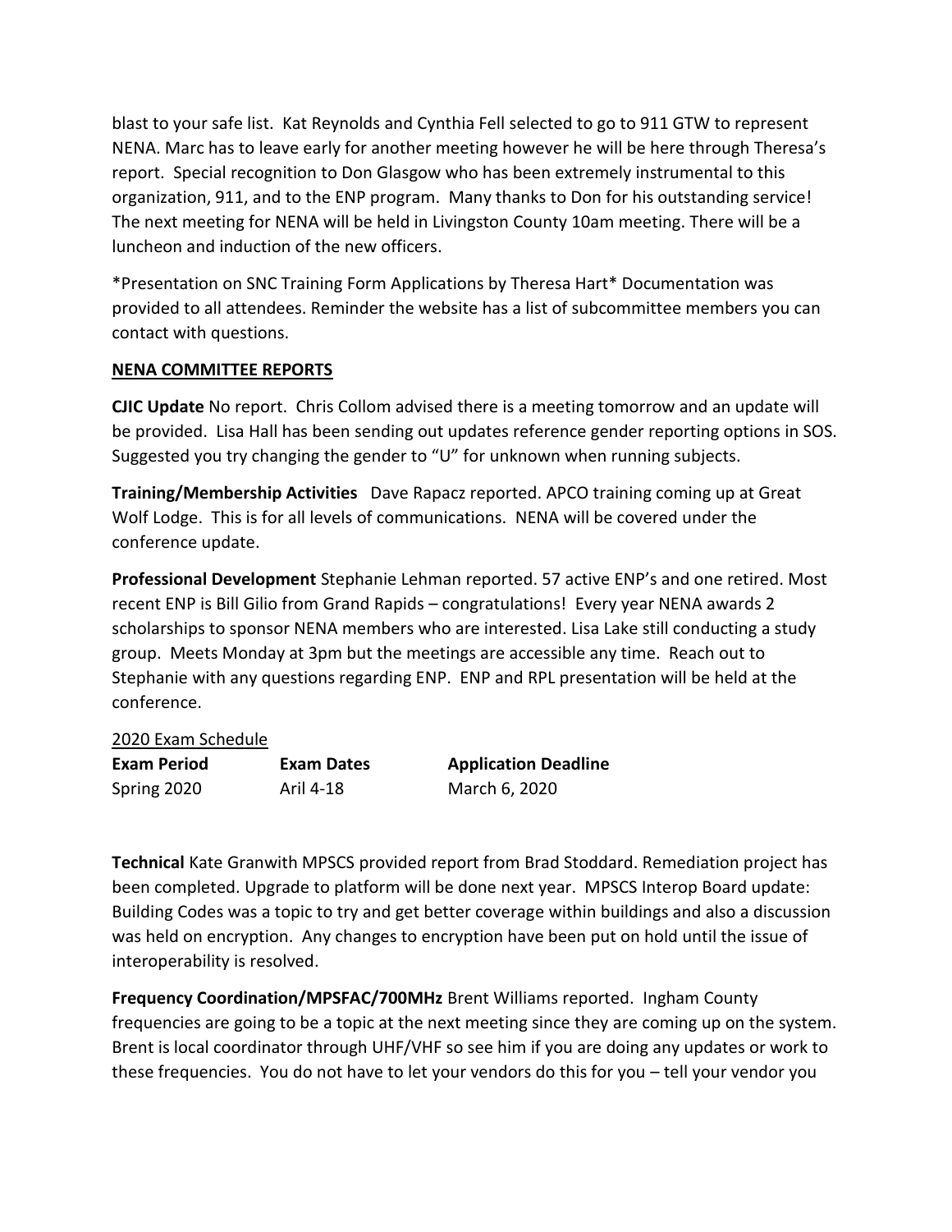blast to your safe list. Kat Reynolds and Cynthia Fell selected to go to 911 GTW to represent NENA. Marc has to leave early for another meeting however he will be here through Theresa's report. Special recognition to Don Glasgow who has been extremely instrumental to this organization, 911, and to the ENP program. Many thanks to Don for his outstanding service! The next meeting for NENA will be held in Livingston County 10am meeting. There will be a luncheon and induction of the new officers.

*Presentation on SNC Training Form Applications by Theresa Hart* Documentation was provided to all attendees. Reminder the website has a list of subcommittee members you can contact with questions.

**NENA COMMITTEE REPORTS**

**CJIC Update** No report. Chris Collom advised there is a meeting tomorrow and an update will be provided. Lisa Hall has been sending out updates reference gender reporting options in SOS. Suggested you try changing the gender to "U" for unknown when running subjects.

**Training/Membership Activities** Dave Rapacz reported. APCO training coming up at Great Wolf Lodge. This is for all levels of communications. NENA will be covered under the conference update.

**Professional Development** Stephanie Lehman reported. 57 active ENP's and one retired. Most recent ENP is Bill Gilio from Grand Rapids – congratulations! Every year NENA awards 2 scholarships to sponsor NENA members who are interested. Lisa Lake still conducting a study group. Meets Monday at 3pm but the meetings are accessible any time. Reach out to Stephanie with any questions regarding ENP. ENP and RPL presentation will be held at the conference.

2020 Exam Schedule

| **Exam Period** | **Exam Dates** | **Application Deadline** |
|---|---|---|
| Spring 2020 | Aril 4-18 | March 6, 2020 |

**Technical** Kate Granwith MPSCS provided report from Brad Stoddard. Remediation project has been completed. Upgrade to platform will be done next year. MPSCS Interop Board update: Building Codes was a topic to try and get better coverage within buildings and also a discussion was held on encryption. Any changes to encryption have been put on hold until the issue of interoperability is resolved.

**Frequency Coordination/MPSFAC/700MHz** Brent Williams reported. Ingham County frequencies are going to be a topic at the next meeting since they are coming up on the system. Brent is local coordinator through UHF/VHF so see him if you are doing any updates or work to these frequencies. You do not have to let your vendors do this for you – tell your vendor you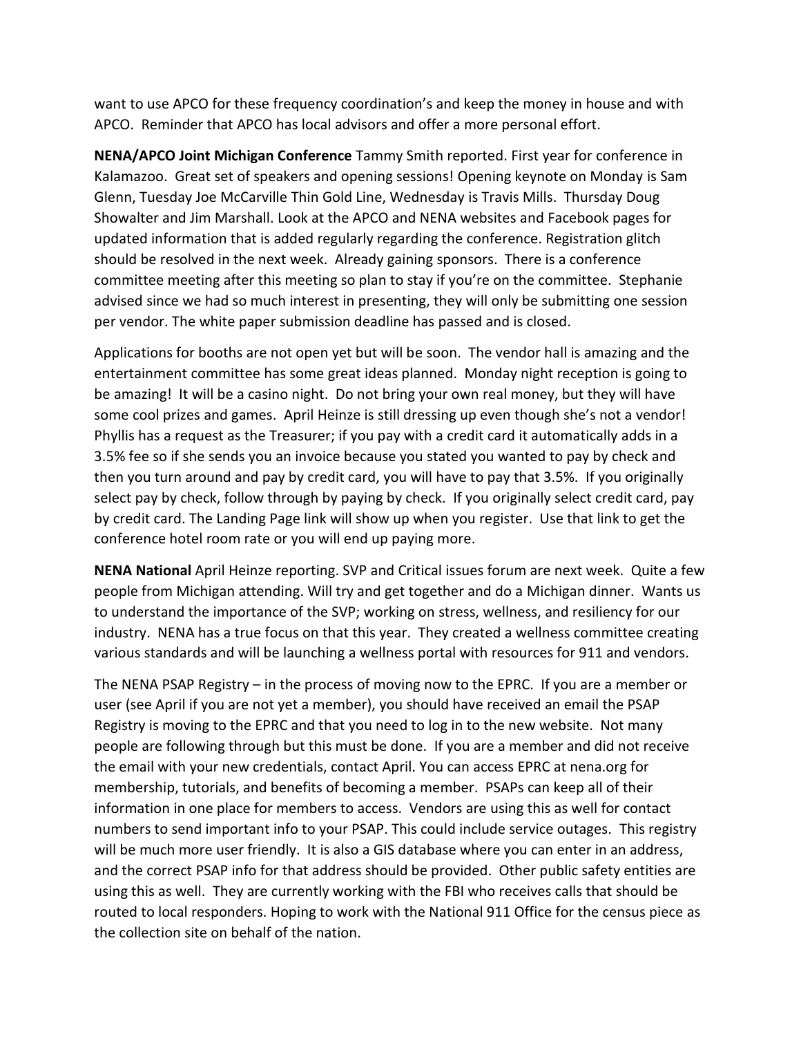want to use APCO for these frequency coordination's and keep the money in house and with APCO. Reminder that APCO has local advisors and offer a more personal effort.

**NENA/APCO Joint Michigan Conference** Tammy Smith reported. First year for conference in Kalamazoo. Great set of speakers and opening sessions! Opening keynote on Monday is Sam Glenn, Tuesday Joe McCarville Thin Gold Line, Wednesday is Travis Mills. Thursday Doug Showalter and Jim Marshall. Look at the APCO and NENA websites and Facebook pages for updated information that is added regularly regarding the conference. Registration glitch should be resolved in the next week. Already gaining sponsors. There is a conference committee meeting after this meeting so plan to stay if you're on the committee. Stephanie advised since we had so much interest in presenting, they will only be submitting one session per vendor. The white paper submission deadline has passed and is closed.

Applications for booths are not open yet but will be soon. The vendor hall is amazing and the entertainment committee has some great ideas planned. Monday night reception is going to be amazing! It will be a casino night. Do not bring your own real money, but they will have some cool prizes and games. April Heinze is still dressing up even though she's not a vendor! Phyllis has a request as the Treasurer; if you pay with a credit card it automatically adds in a 3.5% fee so if she sends you an invoice because you stated you wanted to pay by check and then you turn around and pay by credit card, you will have to pay that 3.5%. If you originally select pay by check, follow through by paying by check. If you originally select credit card, pay by credit card. The Landing Page link will show up when you register. Use that link to get the conference hotel room rate or you will end up paying more.

**NENA National** April Heinze reporting. SVP and Critical issues forum are next week. Quite a few people from Michigan attending. Will try and get together and do a Michigan dinner. Wants us to understand the importance of the SVP; working on stress, wellness, and resiliency for our industry. NENA has a true focus on that this year. They created a wellness committee creating various standards and will be launching a wellness portal with resources for 911 and vendors.

The NENA PSAP Registry – in the process of moving now to the EPRC. If you are a member or user (see April if you are not yet a member), you should have received an email the PSAP Registry is moving to the EPRC and that you need to log in to the new website. Not many people are following through but this must be done. If you are a member and did not receive the email with your new credentials, contact April. You can access EPRC at nena.org for membership, tutorials, and benefits of becoming a member. PSAPs can keep all of their information in one place for members to access. Vendors are using this as well for contact numbers to send important info to your PSAP. This could include service outages. This registry will be much more user friendly. It is also a GIS database where you can enter in an address, and the correct PSAP info for that address should be provided. Other public safety entities are using this as well. They are currently working with the FBI who receives calls that should be routed to local responders. Hoping to work with the National 911 Office for the census piece as the collection site on behalf of the nation.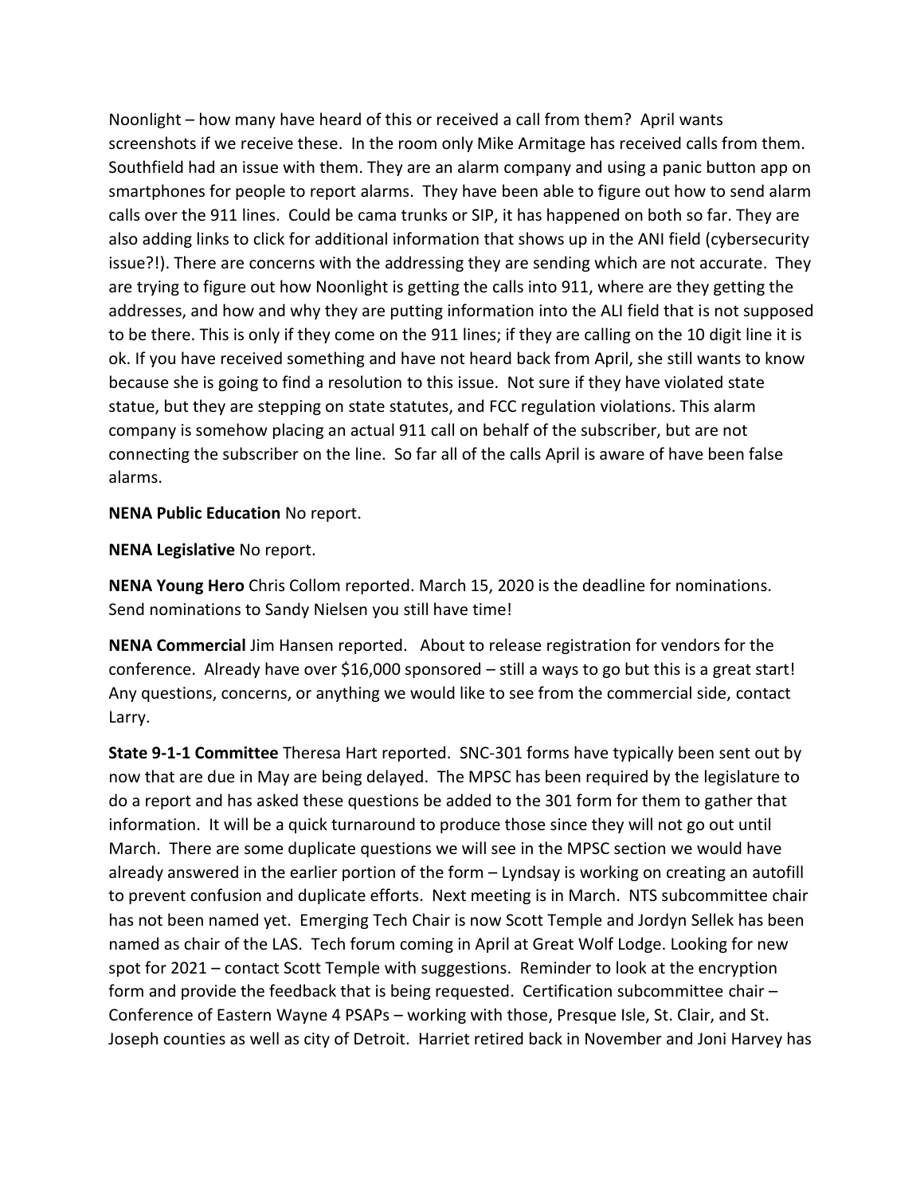Noonlight – how many have heard of this or received a call from them? April wants screenshots if we receive these. In the room only Mike Armitage has received calls from them. Southfield had an issue with them. They are an alarm company and using a panic button app on smartphones for people to report alarms. They have been able to figure out how to send alarm calls over the 911 lines. Could be cama trunks or SIP, it has happened on both so far. They are also adding links to click for additional information that shows up in the ANI field (cybersecurity issue?!). There are concerns with the addressing they are sending which are not accurate. They are trying to figure out how Noonlight is getting the calls into 911, where are they getting the addresses, and how and why they are putting information into the ALI field that is not supposed to be there. This is only if they come on the 911 lines; if they are calling on the 10 digit line it is ok. If you have received something and have not heard back from April, she still wants to know because she is going to find a resolution to this issue. Not sure if they have violated state statue, but they are stepping on state statutes, and FCC regulation violations. This alarm company is somehow placing an actual 911 call on behalf of the subscriber, but are not connecting the subscriber on the line. So far all of the calls April is aware of have been false alarms.

**NENA Public Education** No report.

**NENA Legislative** No report.

**NENA Young Hero** Chris Collom reported. March 15, 2020 is the deadline for nominations. Send nominations to Sandy Nielsen you still have time!

**NENA Commercial** Jim Hansen reported. About to release registration for vendors for the conference. Already have over $16,000 sponsored – still a ways to go but this is a great start! Any questions, concerns, or anything we would like to see from the commercial side, contact Larry.

**State 9-1-1 Committee** Theresa Hart reported. SNC-301 forms have typically been sent out by now that are due in May are being delayed. The MPSC has been required by the legislature to do a report and has asked these questions be added to the 301 form for them to gather that information. It will be a quick turnaround to produce those since they will not go out until March. There are some duplicate questions we will see in the MPSC section we would have already answered in the earlier portion of the form – Lyndsay is working on creating an autofill to prevent confusion and duplicate efforts. Next meeting is in March. NTS subcommittee chair has not been named yet. Emerging Tech Chair is now Scott Temple and Jordyn Sellek has been named as chair of the LAS. Tech forum coming in April at Great Wolf Lodge. Looking for new spot for 2021 – contact Scott Temple with suggestions. Reminder to look at the encryption form and provide the feedback that is being requested. Certification subcommittee chair – Conference of Eastern Wayne 4 PSAPs – working with those, Presque Isle, St. Clair, and St. Joseph counties as well as city of Detroit. Harriet retired back in November and Joni Harvey has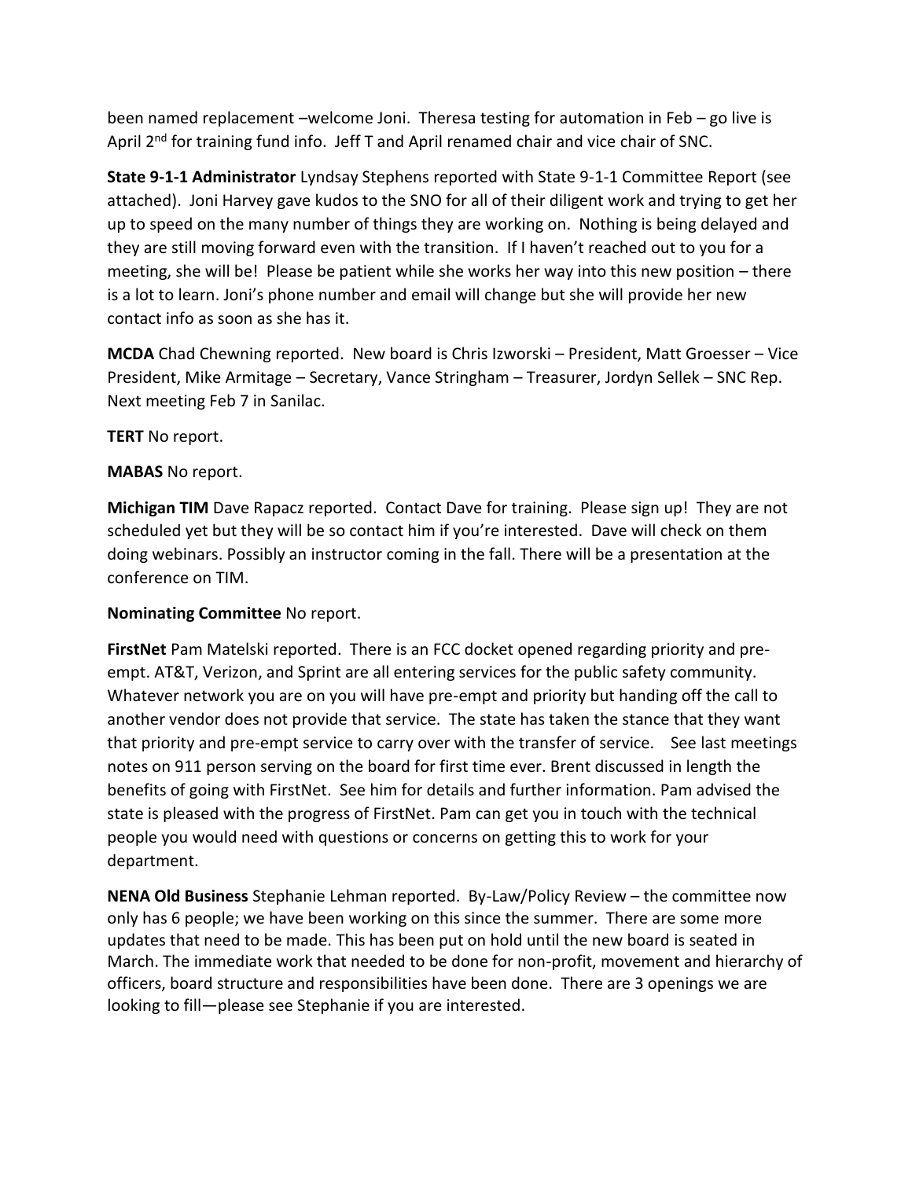been named replacement –welcome Joni. Theresa testing for automation in Feb – go live is April 2nd for training fund info. Jeff T and April renamed chair and vice chair of SNC.

**State 9-1-1 Administrator** Lyndsay Stephens reported with State 9-1-1 Committee Report (see attached). Joni Harvey gave kudos to the SNO for all of their diligent work and trying to get her up to speed on the many number of things they are working on. Nothing is being delayed and they are still moving forward even with the transition. If I haven't reached out to you for a meeting, she will be! Please be patient while she works her way into this new position – there is a lot to learn. Joni's phone number and email will change but she will provide her new contact info as soon as she has it.

**MCDA** Chad Chewning reported. New board is Chris Izworski – President, Matt Groesser – Vice President, Mike Armitage – Secretary, Vance Stringham – Treasurer, Jordyn Sellek – SNC Rep. Next meeting Feb 7 in Sanilac.

**TERT** No report.

**MABAS** No report.

**Michigan TIM** Dave Rapacz reported. Contact Dave for training. Please sign up! They are not scheduled yet but they will be so contact him if you're interested. Dave will check on them doing webinars. Possibly an instructor coming in the fall. There will be a presentation at the conference on TIM.

**Nominating Committee** No report.

**FirstNet** Pam Matelski reported. There is an FCC docket opened regarding priority and pre-empt. AT&T, Verizon, and Sprint are all entering services for the public safety community. Whatever network you are on you will have pre-empt and priority but handing off the call to another vendor does not provide that service. The state has taken the stance that they want that priority and pre-empt service to carry over with the transfer of service. See last meetings notes on 911 person serving on the board for first time ever. Brent discussed in length the benefits of going with FirstNet. See him for details and further information. Pam advised the state is pleased with the progress of FirstNet. Pam can get you in touch with the technical people you would need with questions or concerns on getting this to work for your department.

**NENA Old Business** Stephanie Lehman reported. By-Law/Policy Review – the committee now only has 6 people; we have been working on this since the summer. There are some more updates that need to be made. This has been put on hold until the new board is seated in March. The immediate work that needed to be done for non-profit, movement and hierarchy of officers, board structure and responsibilities have been done. There are 3 openings we are looking to fill—please see Stephanie if you are interested.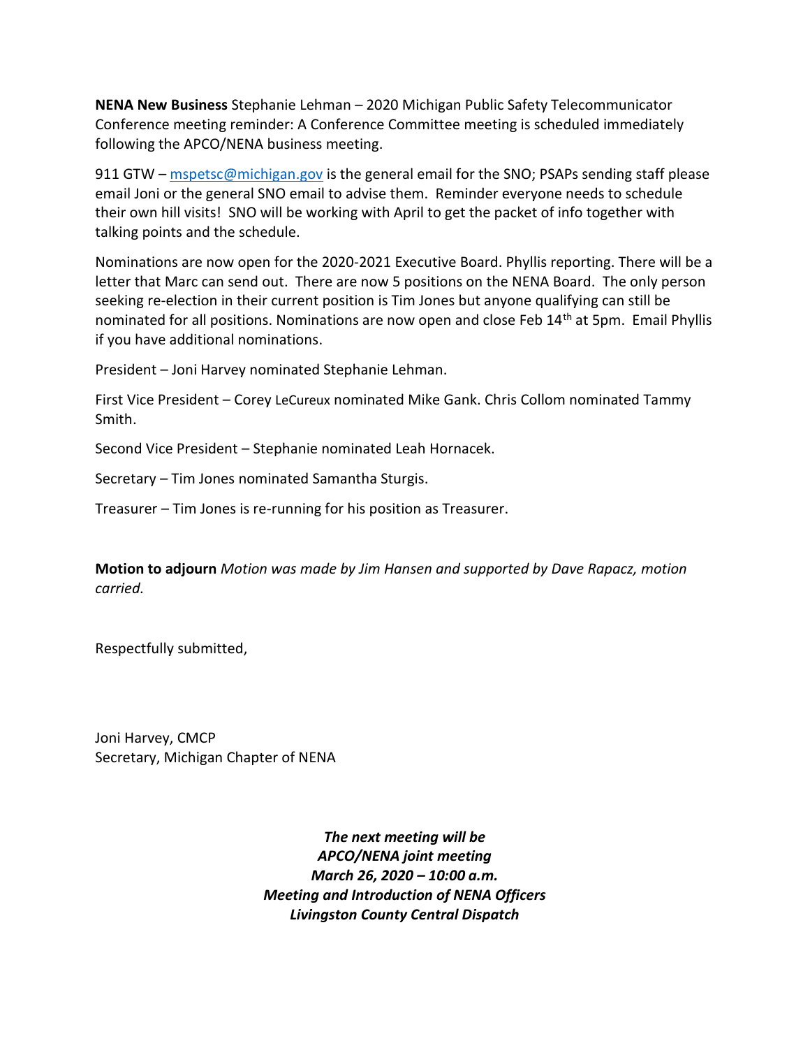**NENA New Business** Stephanie Lehman – 2020 Michigan Public Safety Telecommunicator Conference meeting reminder: A Conference Committee meeting is scheduled immediately following the APCO/NENA business meeting.

911 GTW – mspetsc@michigan.gov is the general email for the SNO; PSAPs sending staff please email Joni or the general SNO email to advise them. Reminder everyone needs to schedule their own hill visits! SNO will be working with April to get the packet of info together with talking points and the schedule.

Nominations are now open for the 2020-2021 Executive Board. Phyllis reporting. There will be a letter that Marc can send out. There are now 5 positions on the NENA Board. The only person seeking re-election in their current position is Tim Jones but anyone qualifying can still be nominated for all positions. Nominations are now open and close Feb 14th at 5pm. Email Phyllis if you have additional nominations.

President – Joni Harvey nominated Stephanie Lehman.

First Vice President – Corey LeCureux nominated Mike Gank. Chris Collom nominated Tammy Smith.

Second Vice President – Stephanie nominated Leah Hornacek.

Secretary – Tim Jones nominated Samantha Sturgis.

Treasurer – Tim Jones is re-running for his position as Treasurer.

**Motion to adjourn** *Motion was made by Jim Hansen and supported by Dave Rapacz, motion carried.*

Respectfully submitted,

Joni Harvey, CMCP
Secretary, Michigan Chapter of NENA

***The next meeting will be***
***APCO/NENA joint meeting***
***March 26, 2020 – 10:00 a.m.***
***Meeting and Introduction of NENA Officers***
***Livingston County Central Dispatch***